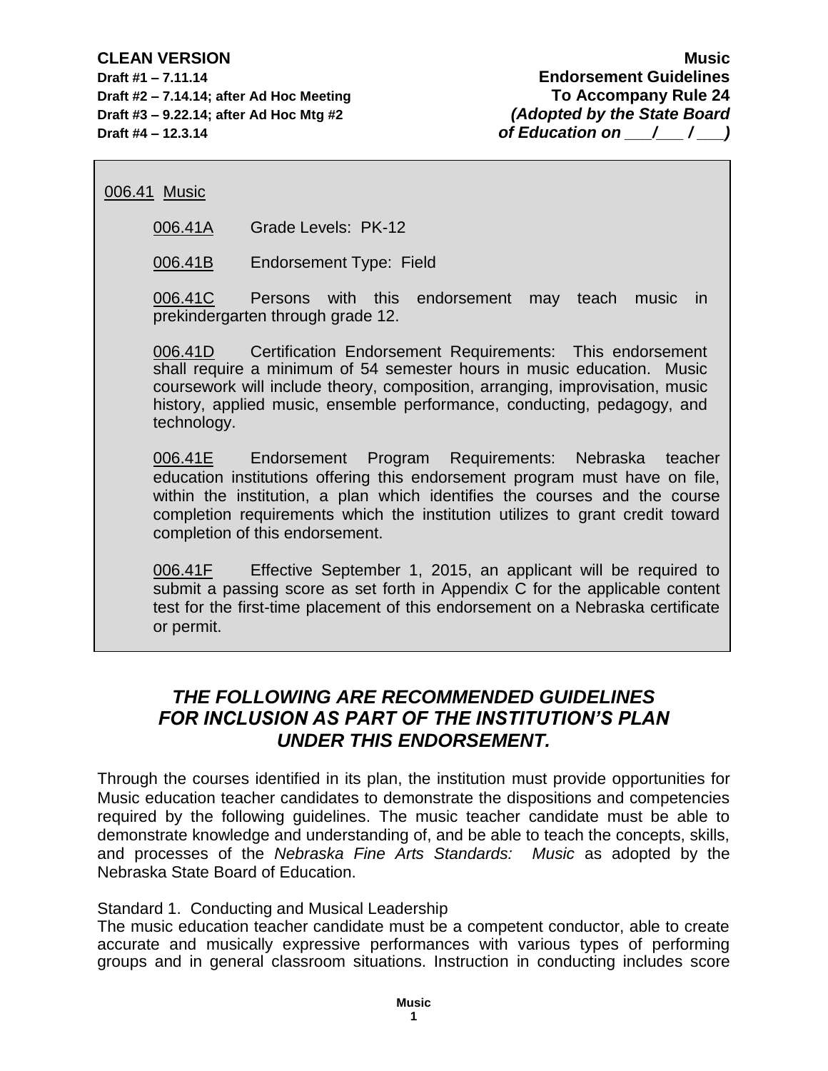**CLEAN VERSION**
**Draft #1 – 7.11.14**
**Draft #2 – 7.14.14; after Ad Hoc Meeting**
**Draft #3 – 9.22.14; after Ad Hoc Mtg #2**
**Draft #4 – 12.3.14**

**Music**
**Endorsement Guidelines**
**To Accompany Rule 24**
***(Adopted by the State Board of Education on \_\_\_/\_\_\_ / \_\_\_)***

006.41 Music

006.41A Grade Levels: PK-12

006.41B Endorsement Type: Field

006.41C Persons with this endorsement may teach music in prekindergarten through grade 12.

006.41D Certification Endorsement Requirements: This endorsement shall require a minimum of 54 semester hours in music education. Music coursework will include theory, composition, arranging, improvisation, music history, applied music, ensemble performance, conducting, pedagogy, and technology.

006.41E Endorsement Program Requirements: Nebraska teacher education institutions offering this endorsement program must have on file, within the institution, a plan which identifies the courses and the course completion requirements which the institution utilizes to grant credit toward completion of this endorsement.

006.41F Effective September 1, 2015, an applicant will be required to submit a passing score as set forth in Appendix C for the applicable content test for the first-time placement of this endorsement on a Nebraska certificate or permit.

## *THE FOLLOWING ARE RECOMMENDED GUIDELINES FOR INCLUSION AS PART OF THE INSTITUTION'S PLAN UNDER THIS ENDORSEMENT.*

Through the courses identified in its plan, the institution must provide opportunities for Music education teacher candidates to demonstrate the dispositions and competencies required by the following guidelines. The music teacher candidate must be able to demonstrate knowledge and understanding of, and be able to teach the concepts, skills, and processes of the *Nebraska Fine Arts Standards: Music* as adopted by the Nebraska State Board of Education.

Standard 1. Conducting and Musical Leadership
The music education teacher candidate must be a competent conductor, able to create accurate and musically expressive performances with various types of performing groups and in general classroom situations. Instruction in conducting includes score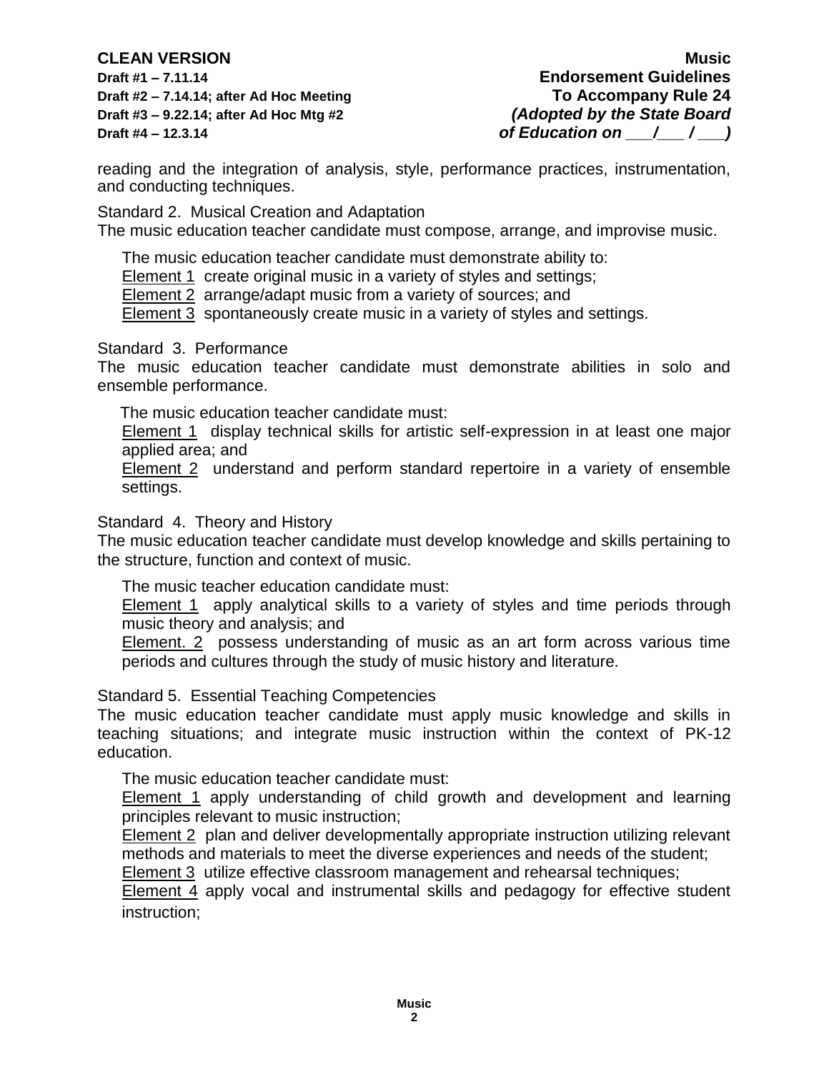reading and the integration of analysis, style, performance practices, instrumentation, and conducting techniques.

Standard 2. Musical Creation and Adaptation
The music education teacher candidate must compose, arrange, and improvise music.

The music education teacher candidate must demonstrate ability to:
<u>Element 1</u> create original music in a variety of styles and settings;
<u>Element 2</u> arrange/adapt music from a variety of sources; and
<u>Element 3</u> spontaneously create music in a variety of styles and settings.

Standard 3. Performance
The music education teacher candidate must demonstrate abilities in solo and ensemble performance.

The music education teacher candidate must:
<u>Element 1</u> display technical skills for artistic self-expression in at least one major applied area; and
<u>Element 2</u> understand and perform standard repertoire in a variety of ensemble settings.

Standard 4. Theory and History
The music education teacher candidate must develop knowledge and skills pertaining to the structure, function and context of music.

The music teacher education candidate must:
<u>Element 1</u> apply analytical skills to a variety of styles and time periods through music theory and analysis; and
<u>Element. 2</u> possess understanding of music as an art form across various time periods and cultures through the study of music history and literature.

Standard 5. Essential Teaching Competencies
The music education teacher candidate must apply music knowledge and skills in teaching situations; and integrate music instruction within the context of PK-12 education.

The music education teacher candidate must:
<u>Element 1</u> apply understanding of child growth and development and learning principles relevant to music instruction;
<u>Element 2</u> plan and deliver developmentally appropriate instruction utilizing relevant methods and materials to meet the diverse experiences and needs of the student;
<u>Element 3</u> utilize effective classroom management and rehearsal techniques;
<u>Element 4</u> apply vocal and instrumental skills and pedagogy for effective student instruction;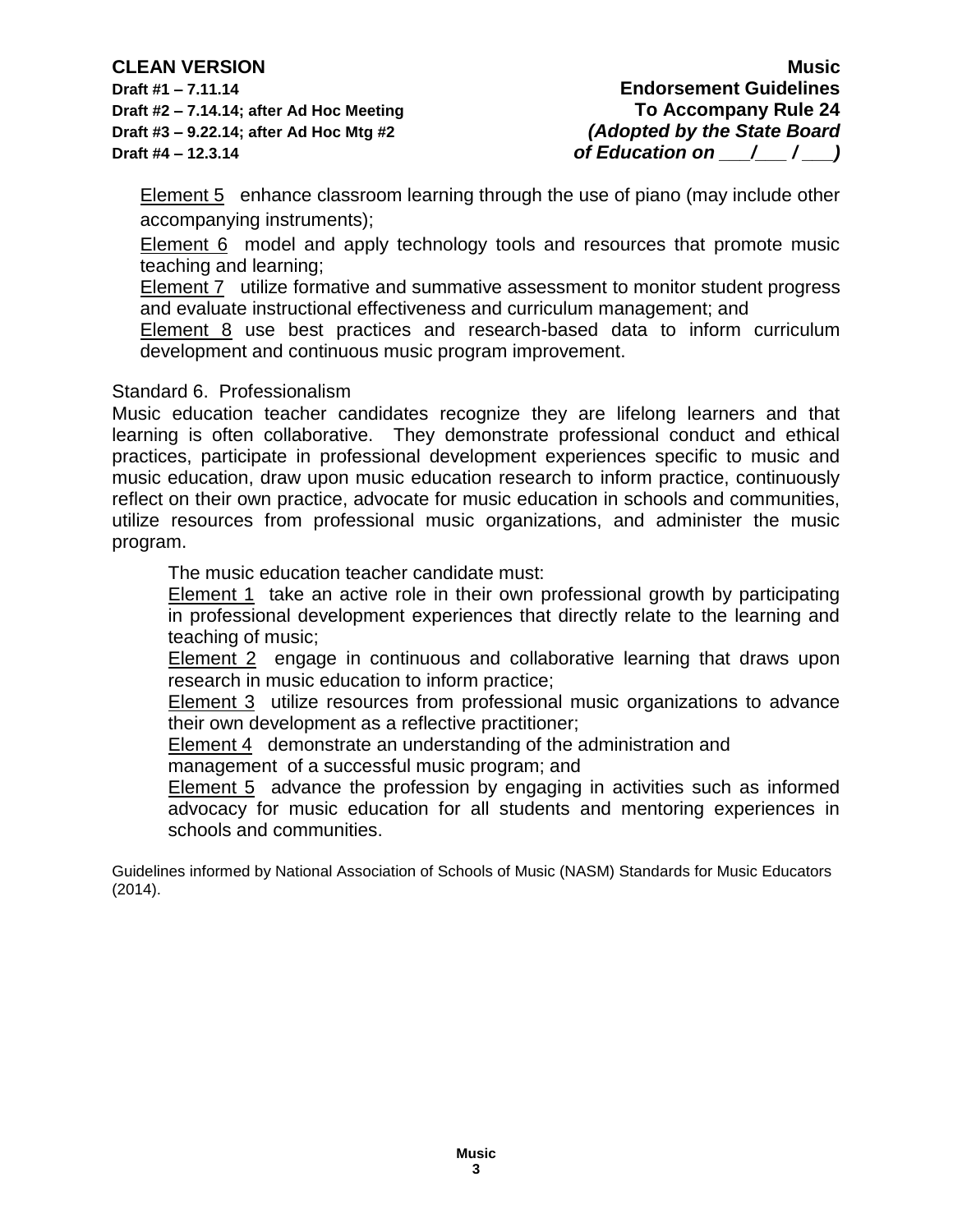Element 5 enhance classroom learning through the use of piano (may include other accompanying instruments);

Element 6 model and apply technology tools and resources that promote music teaching and learning;

Element 7 utilize formative and summative assessment to monitor student progress and evaluate instructional effectiveness and curriculum management; and

Element 8 use best practices and research-based data to inform curriculum development and continuous music program improvement.

Standard 6. Professionalism

Music education teacher candidates recognize they are lifelong learners and that learning is often collaborative. They demonstrate professional conduct and ethical practices, participate in professional development experiences specific to music and music education, draw upon music education research to inform practice, continuously reflect on their own practice, advocate for music education in schools and communities, utilize resources from professional music organizations, and administer the music program.

The music education teacher candidate must:

Element 1 take an active role in their own professional growth by participating in professional development experiences that directly relate to the learning and teaching of music;

Element 2 engage in continuous and collaborative learning that draws upon research in music education to inform practice;

Element 3 utilize resources from professional music organizations to advance their own development as a reflective practitioner;

Element 4 demonstrate an understanding of the administration and management of a successful music program; and

Element 5 advance the profession by engaging in activities such as informed advocacy for music education for all students and mentoring experiences in schools and communities.

Guidelines informed by National Association of Schools of Music (NASM) Standards for Music Educators (2014).